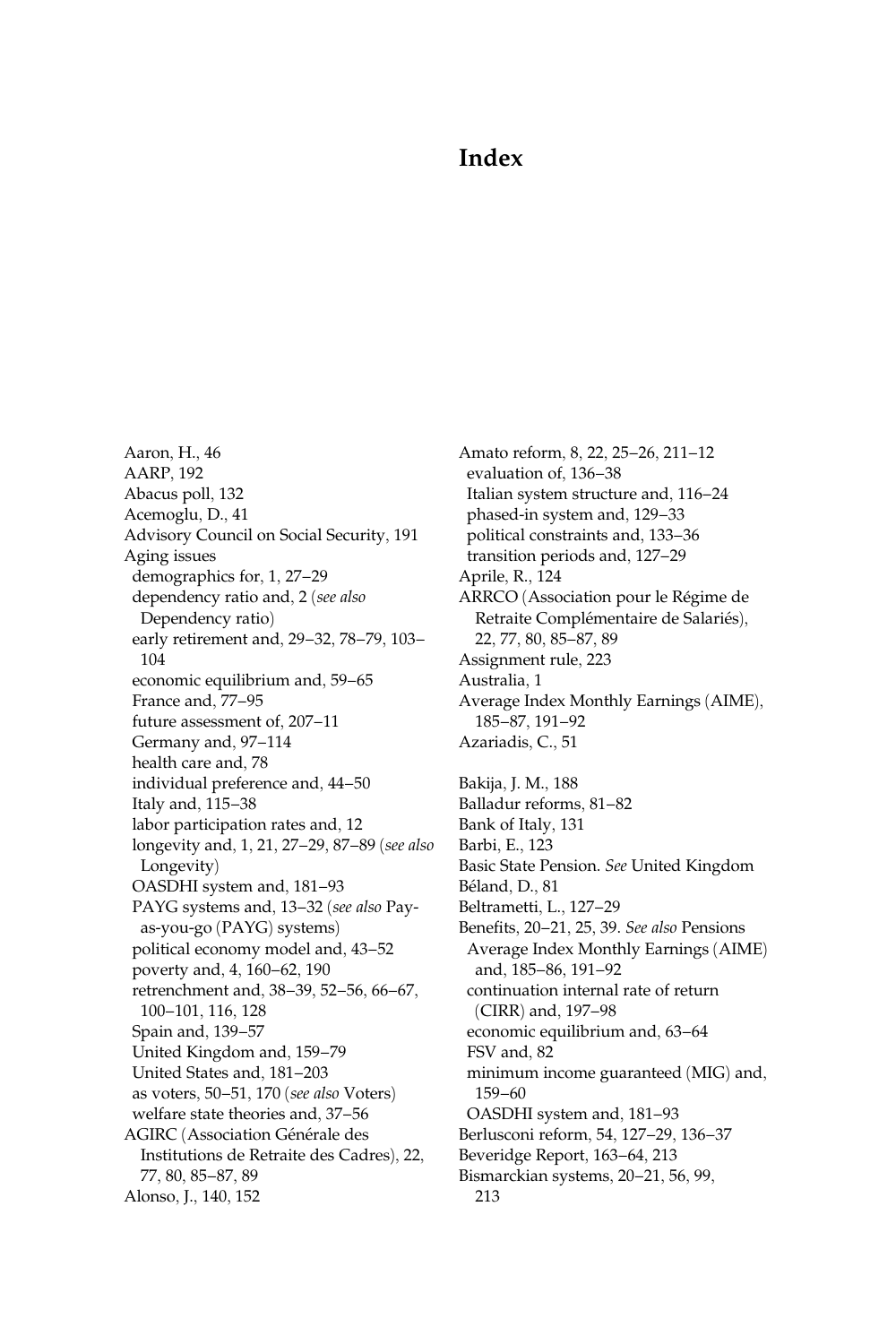# Index

Aaron, H., 46
AARP, 192
Abacus poll, 132
Acemoglu, D., 41
Advisory Council on Social Security, 191
Aging issues
  demographics for, 1, 27–29
  dependency ratio and, 2 (*see also* Dependency ratio)
  early retirement and, 29–32, 78–79, 103–104
  economic equilibrium and, 59–65
  France and, 77–95
  future assessment of, 207–11
  Germany and, 97–114
  health care and, 78
  individual preference and, 44–50
  Italy and, 115–38
  labor participation rates and, 12
  longevity and, 1, 21, 27–29, 87–89 (*see also* Longevity)
  OASDHI system and, 181–93
  PAYG systems and, 13–32 (*see also* Pay-as-you-go (PAYG) systems)
  political economy model and, 43–52
  poverty and, 4, 160–62, 190
  retrenchment and, 38–39, 52–56, 66–67, 100–101, 116, 128
  Spain and, 139–57
  United Kingdom and, 159–79
  United States and, 181–203
  as voters, 50–51, 170 (*see also* Voters)
  welfare state theories and, 37–56
AGIRC (Association Générale des Institutions de Retraite des Cadres), 22, 77, 80, 85–87, 89
Alonso, J., 140, 152
Amato reform, 8, 22, 25–26, 211–12
  evaluation of, 136–38
  Italian system structure and, 116–24
  phased-in system and, 129–33
  political constraints and, 133–36
  transition periods and, 127–29
Aprile, R., 124
ARRCO (Association pour le Régime de Retraite Complémentaire de Salariés), 22, 77, 80, 85–87, 89
Assignment rule, 223
Australia, 1
Average Index Monthly Earnings (AIME), 185–87, 191–92
Azariadis, C., 51

Bakija, J. M., 188
Balladur reforms, 81–82
Bank of Italy, 131
Barbi, E., 123
Basic State Pension. *See* United Kingdom
Béland, D., 81
Beltrametti, L., 127–29
Benefits, 20–21, 25, 39. *See also* Pensions
  Average Index Monthly Earnings (AIME) and, 185–86, 191–92
  continuation internal rate of return (CIRR) and, 197–98
  economic equilibrium and, 63–64
  FSV and, 82
  minimum income guaranteed (MIG) and, 159–60
  OASDHI system and, 181–93
Berlusconi reform, 54, 127–29, 136–37
Beveridge Report, 163–64, 213
Bismarckian systems, 20–21, 56, 99, 213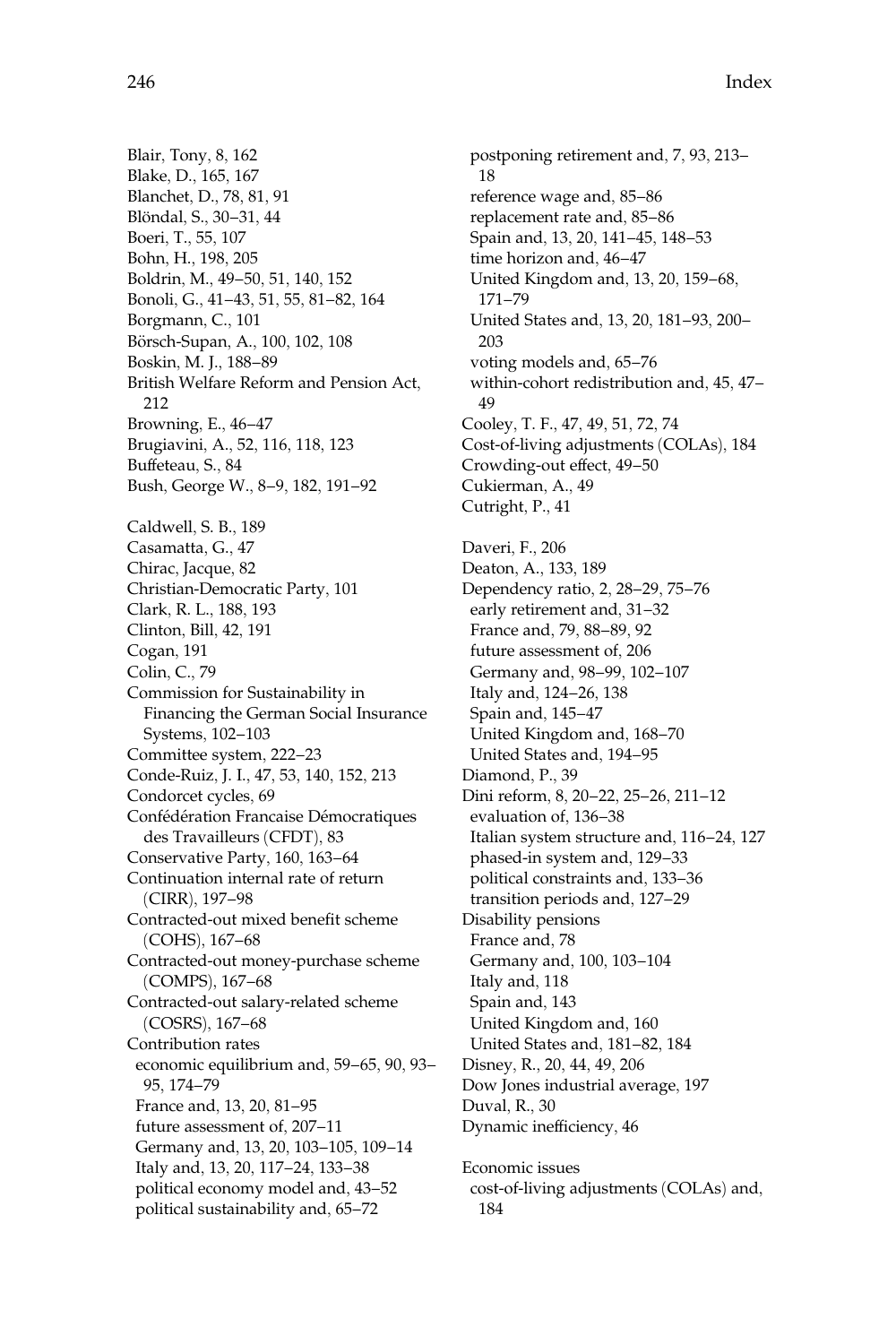Blair, Tony, 8, 162
Blake, D., 165, 167
Blanchet, D., 78, 81, 91
Blöndal, S., 30–31, 44
Boeri, T., 55, 107
Bohn, H., 198, 205
Boldrin, M., 49–50, 51, 140, 152
Bonoli, G., 41–43, 51, 55, 81–82, 164
Borgmann, C., 101
Börsch-Supan, A., 100, 102, 108
Boskin, M. J., 188–89
British Welfare Reform and Pension Act, 212
Browning, E., 46–47
Brugiavini, A., 52, 116, 118, 123
Buffeteau, S., 84
Bush, George W., 8–9, 182, 191–92

Caldwell, S. B., 189
Casamatta, G., 47
Chirac, Jacque, 82
Christian-Democratic Party, 101
Clark, R. L., 188, 193
Clinton, Bill, 42, 191
Cogan, 191
Colin, C., 79
Commission for Sustainability in Financing the German Social Insurance Systems, 102–103
Committee system, 222–23
Conde-Ruiz, J. I., 47, 53, 140, 152, 213
Condorcet cycles, 69
Confédération Francaise Démocratiques des Travailleurs (CFDT), 83
Conservative Party, 160, 163–64
Continuation internal rate of return (CIRR), 197–98
Contracted-out mixed benefit scheme (COHS), 167–68
Contracted-out money-purchase scheme (COMPS), 167–68
Contracted-out salary-related scheme (COSRS), 167–68
Contribution rates
- economic equilibrium and, 59–65, 90, 93–95, 174–79
- France and, 13, 20, 81–95
- future assessment of, 207–11
- Germany and, 13, 20, 103–105, 109–14
- Italy and, 13, 20, 117–24, 133–38
- political economy model and, 43–52
- political sustainability and, 65–72
- postponing retirement and, 7, 93, 213–18
- reference wage and, 85–86
- replacement rate and, 85–86
- Spain and, 13, 20, 141–45, 148–53
- time horizon and, 46–47
- United Kingdom and, 13, 20, 159–68, 171–79
- United States and, 13, 20, 181–93, 200–203
- voting models and, 65–76
- within-cohort redistribution and, 45, 47–49

Cooley, T. F., 47, 49, 51, 72, 74
Cost-of-living adjustments (COLAs), 184
Crowding-out effect, 49–50
Cukierman, A., 49
Cutright, P., 41

Daveri, F., 206
Deaton, A., 133, 189
Dependency ratio, 2, 28–29, 75–76
- early retirement and, 31–32
- France and, 79, 88–89, 92
- future assessment of, 206
- Germany and, 98–99, 102–107
- Italy and, 124–26, 138
- Spain and, 145–47
- United Kingdom and, 168–70
- United States and, 194–95

Diamond, P., 39
Dini reform, 8, 20–22, 25–26, 211–12
- evaluation of, 136–38
- Italian system structure and, 116–24, 127
- phased-in system and, 129–33
- political constraints and, 133–36
- transition periods and, 127–29

Disability pensions
- France and, 78
- Germany and, 100, 103–104
- Italy and, 118
- Spain and, 143
- United Kingdom and, 160
- United States and, 181–82, 184

Disney, R., 20, 44, 49, 206
Dow Jones industrial average, 197
Duval, R., 30
Dynamic inefficiency, 46

Economic issues
- cost-of-living adjustments (COLAs) and, 184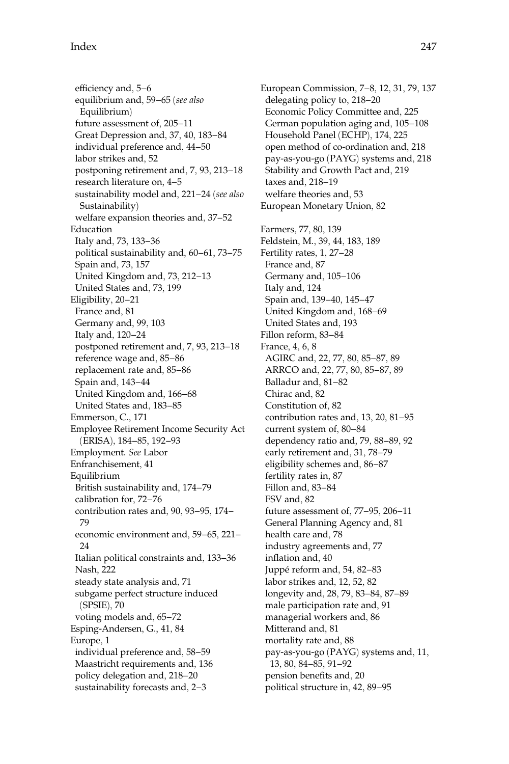efficiency and, 5–6
equilibrium and, 59–65 (*see also* Equilibrium)
future assessment of, 205–11
Great Depression and, 37, 40, 183–84
individual preference and, 44–50
labor strikes and, 52
postponing retirement and, 7, 93, 213–18
research literature on, 4–5
sustainability model and, 221–24 (*see also* Sustainability)
welfare expansion theories and, 37–52

Education
- Italy and, 73, 133–36
- political sustainability and, 60–61, 73–75
- Spain and, 73, 157
- United Kingdom and, 73, 212–13
- United States and, 73, 199

Eligibility, 20–21
- France and, 81
- Germany and, 99, 103
- Italy and, 120–24
- postponed retirement and, 7, 93, 213–18
- reference wage and, 85–86
- replacement rate and, 85–86
- Spain and, 143–44
- United Kingdom and, 166–68
- United States and, 183–85

Emmerson, C., 171

Employee Retirement Income Security Act (ERISA), 184–85, 192–93

Employment. *See* Labor

Enfranchisement, 41

Equilibrium
- British sustainability and, 174–79
- calibration for, 72–76
- contribution rates and, 90, 93–95, 174–79
- economic environment and, 59–65, 221–24
- Italian political constraints and, 133–36
- Nash, 222
- steady state analysis and, 71
- subgame perfect structure induced (SPSIE), 70
- voting models and, 65–72

Esping-Andersen, G., 41, 84

Europe, 1
- individual preference and, 58–59
- Maastricht requirements and, 136
- policy delegation and, 218–20
- sustainability forecasts and, 2–3

European Commission, 7–8, 12, 31, 79, 137
- delegating policy to, 218–20
- Economic Policy Committee and, 225
- German population aging and, 105–108
- Household Panel (ECHP), 174, 225
- open method of co-ordination and, 218
- pay-as-you-go (PAYG) systems and, 218
- Stability and Growth Pact and, 219
- taxes and, 218–19
- welfare theories and, 53

European Monetary Union, 82

Farmers, 77, 80, 139

Feldstein, M., 39, 44, 183, 189

Fertility rates, 1, 27–28
- France and, 87
- Germany and, 105–106
- Italy and, 124
- Spain and, 139–40, 145–47
- United Kingdom and, 168–69
- United States and, 193

Fillon reform, 83–84

France, 4, 6, 8
- AGIRC and, 22, 77, 80, 85–87, 89
- ARRCO and, 22, 77, 80, 85–87, 89
- Balladur and, 81–82
- Chirac and, 82
- Constitution of, 82
- contribution rates and, 13, 20, 81–95
- current system of, 80–84
- dependency ratio and, 79, 88–89, 92
- early retirement and, 31, 78–79
- eligibility schemes and, 86–87
- fertility rates in, 87
- Fillon and, 83–84
- FSV and, 82
- future assessment of, 77–95, 206–11
- General Planning Agency and, 81
- health care and, 78
- industry agreements and, 77
- inflation and, 40
- Juppé reform and, 54, 82–83
- labor strikes and, 12, 52, 82
- longevity and, 28, 79, 83–84, 87–89
- male participation rate and, 91
- managerial workers and, 86
- Mitterand and, 81
- mortality rate and, 88
- pay-as-you-go (PAYG) systems and, 11, 13, 80, 84–85, 91–92
- pension benefits and, 20
- political structure in, 42, 89–95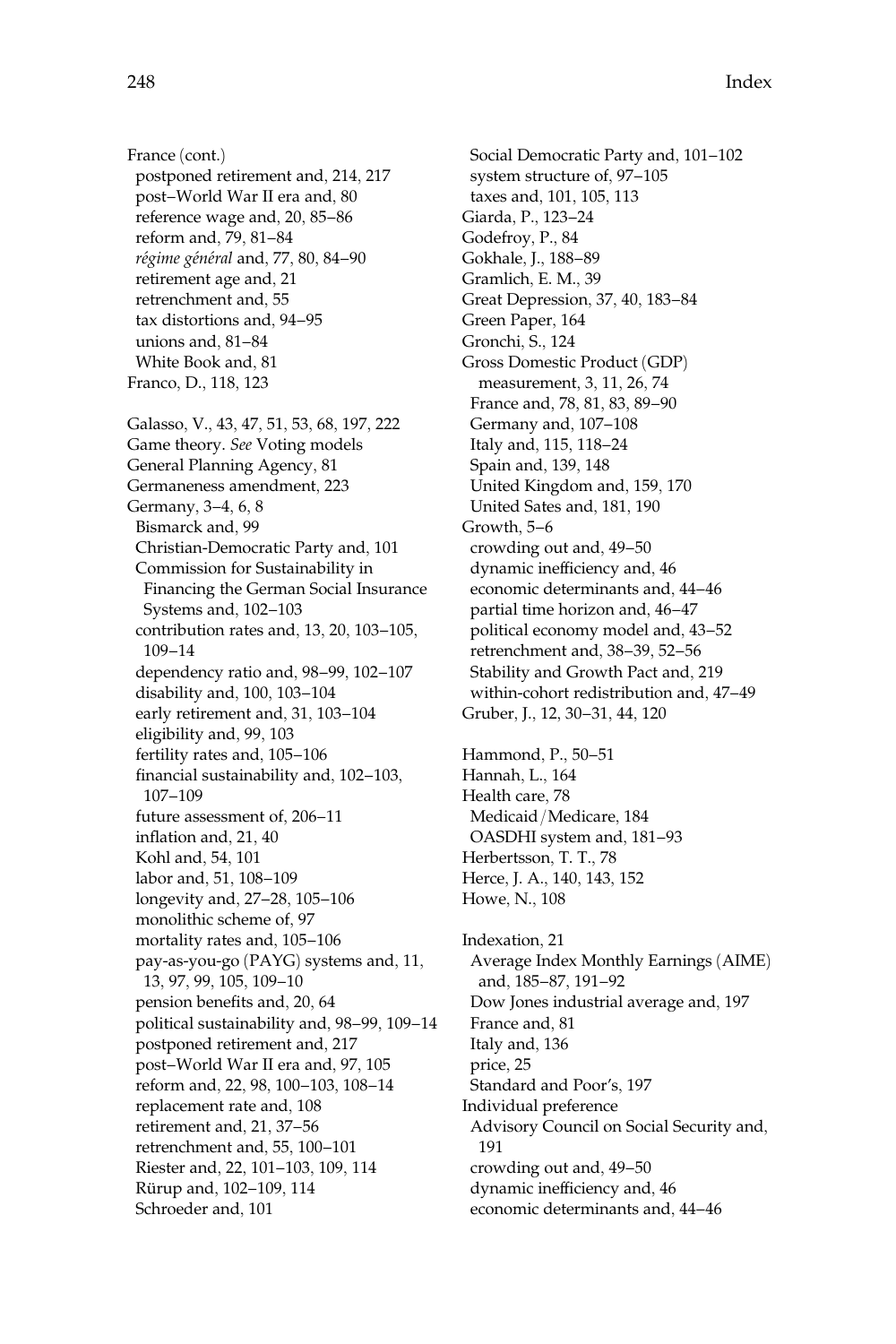France (cont.)
  postponed retirement and, 214, 217
  post–World War II era and, 80
  reference wage and, 20, 85–86
  reform and, 79, 81–84
  *régime général* and, 77, 80, 84–90
  retirement age and, 21
  retrenchment and, 55
  tax distortions and, 94–95
  unions and, 81–84
  White Book and, 81
Franco, D., 118, 123

Galasso, V., 43, 47, 51, 53, 68, 197, 222
Game theory. *See* Voting models
General Planning Agency, 81
Germaneness amendment, 223
Germany, 3–4, 6, 8
  Bismarck and, 99
  Christian-Democratic Party and, 101
  Commission for Sustainability in Financing the German Social Insurance Systems and, 102–103
  contribution rates and, 13, 20, 103–105, 109–14
  dependency ratio and, 98–99, 102–107
  disability and, 100, 103–104
  early retirement and, 31, 103–104
  eligibility and, 99, 103
  fertility rates and, 105–106
  financial sustainability and, 102–103, 107–109
  future assessment of, 206–11
  inflation and, 21, 40
  Kohl and, 54, 101
  labor and, 51, 108–109
  longevity and, 27–28, 105–106
  monolithic scheme of, 97
  mortality rates and, 105–106
  pay-as-you-go (PAYG) systems and, 11, 13, 97, 99, 105, 109–10
  pension benefits and, 20, 64
  political sustainability and, 98–99, 109–14
  postponed retirement and, 217
  post–World War II era and, 97, 105
  reform and, 22, 98, 100–103, 108–14
  replacement rate and, 108
  retirement and, 21, 37–56
  retrenchment and, 55, 100–101
  Riester and, 22, 101–103, 109, 114
  Rürup and, 102–109, 114
  Schroeder and, 101
  Social Democratic Party and, 101–102
  system structure of, 97–105
  taxes and, 101, 105, 113
Giarda, P., 123–24
Godefroy, P., 84
Gokhale, J., 188–89
Gramlich, E. M., 39
Great Depression, 37, 40, 183–84
Green Paper, 164
Gronchi, S., 124
Gross Domestic Product (GDP)
  measurement, 3, 11, 26, 74
  France and, 78, 81, 83, 89–90
  Germany and, 107–108
  Italy and, 115, 118–24
  Spain and, 139, 148
  United Kingdom and, 159, 170
  United Sates and, 181, 190
Growth, 5–6
  crowding out and, 49–50
  dynamic inefficiency and, 46
  economic determinants and, 44–46
  partial time horizon and, 46–47
  political economy model and, 43–52
  retrenchment and, 38–39, 52–56
  Stability and Growth Pact and, 219
  within-cohort redistribution and, 47–49
Gruber, J., 12, 30–31, 44, 120

Hammond, P., 50–51
Hannah, L., 164
Health care, 78
  Medicaid/Medicare, 184
  OASDHI system and, 181–93
Herbertsson, T. T., 78
Herce, J. A., 140, 143, 152
Howe, N., 108

Indexation, 21
  Average Index Monthly Earnings (AIME) and, 185–87, 191–92
  Dow Jones industrial average and, 197
  France and, 81
  Italy and, 136
  price, 25
  Standard and Poor's, 197
Individual preference
  Advisory Council on Social Security and, 191
  crowding out and, 49–50
  dynamic inefficiency and, 46
  economic determinants and, 44–46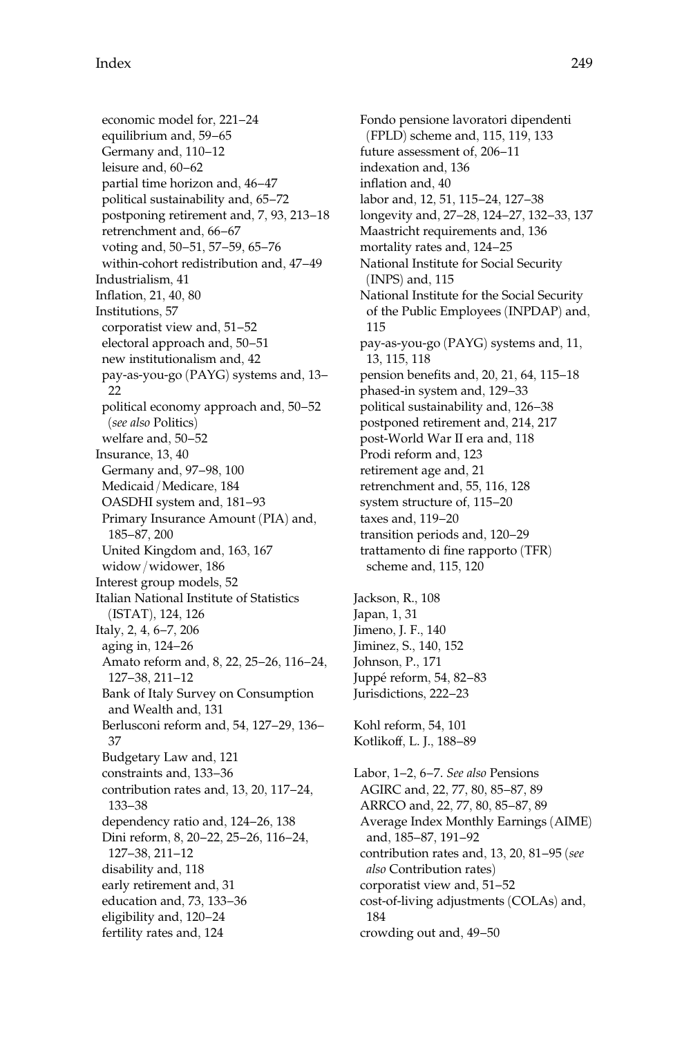economic model for, 221–24
equilibrium and, 59–65
Germany and, 110–12
leisure and, 60–62
partial time horizon and, 46–47
political sustainability and, 65–72
postponing retirement and, 7, 93, 213–18
retrenchment and, 66–67
voting and, 50–51, 57–59, 65–76
within-cohort redistribution and, 47–49

Industrialism, 41

Inflation, 21, 40, 80

Institutions, 57
corporatist view and, 51–52
electoral approach and, 50–51
new institutionalism and, 42
pay-as-you-go (PAYG) systems and, 13–22
political economy approach and, 50–52 (*see also* Politics)
welfare and, 50–52

Insurance, 13, 40
Germany and, 97–98, 100
Medicaid/Medicare, 184
OASDHI system and, 181–93
Primary Insurance Amount (PIA) and, 185–87, 200
United Kingdom and, 163, 167
widow/widower, 186

Interest group models, 52

Italian National Institute of Statistics (ISTAT), 124, 126

Italy, 2, 4, 6–7, 206
aging in, 124–26
Amato reform and, 8, 22, 25–26, 116–24, 127–38, 211–12
Bank of Italy Survey on Consumption and Wealth and, 131
Berlusconi reform and, 54, 127–29, 136–37
Budgetary Law and, 121
constraints and, 133–36
contribution rates and, 13, 20, 117–24, 133–38
dependency ratio and, 124–26, 138
Dini reform, 8, 20–22, 25–26, 116–24, 127–38, 211–12
disability and, 118
early retirement and, 31
education and, 73, 133–36
eligibility and, 120–24
fertility rates and, 124
Fondo pensione lavoratori dipendenti (FPLD) scheme and, 115, 119, 133
future assessment of, 206–11
indexation and, 136
inflation and, 40
labor and, 12, 51, 115–24, 127–38
longevity and, 27–28, 124–27, 132–33, 137
Maastricht requirements and, 136
mortality rates and, 124–25
National Institute for Social Security (INPS) and, 115
National Institute for the Social Security of the Public Employees (INPDAP) and, 115
pay-as-you-go (PAYG) systems and, 11, 13, 115, 118
pension benefits and, 20, 21, 64, 115–18
phased-in system and, 129–33
political sustainability and, 126–38
postponed retirement and, 214, 217
post-World War II era and, 118
Prodi reform and, 123
retirement age and, 21
retrenchment and, 55, 116, 128
system structure of, 115–20
taxes and, 119–20
transition periods and, 120–29
trattamento di fine rapporto (TFR) scheme and, 115, 120

Jackson, R., 108
Japan, 1, 31
Jimeno, J. F., 140
Jiminez, S., 140, 152
Johnson, P., 171
Juppé reform, 54, 82–83
Jurisdictions, 222–23

Kohl reform, 54, 101
Kotlikoff, L. J., 188–89

Labor, 1–2, 6–7. *See also* Pensions
AGIRC and, 22, 77, 80, 85–87, 89
ARRCO and, 22, 77, 80, 85–87, 89
Average Index Monthly Earnings (AIME) and, 185–87, 191–92
contribution rates and, 13, 20, 81–95 (*see also* Contribution rates)
corporatist view and, 51–52
cost-of-living adjustments (COLAs) and, 184
crowding out and, 49–50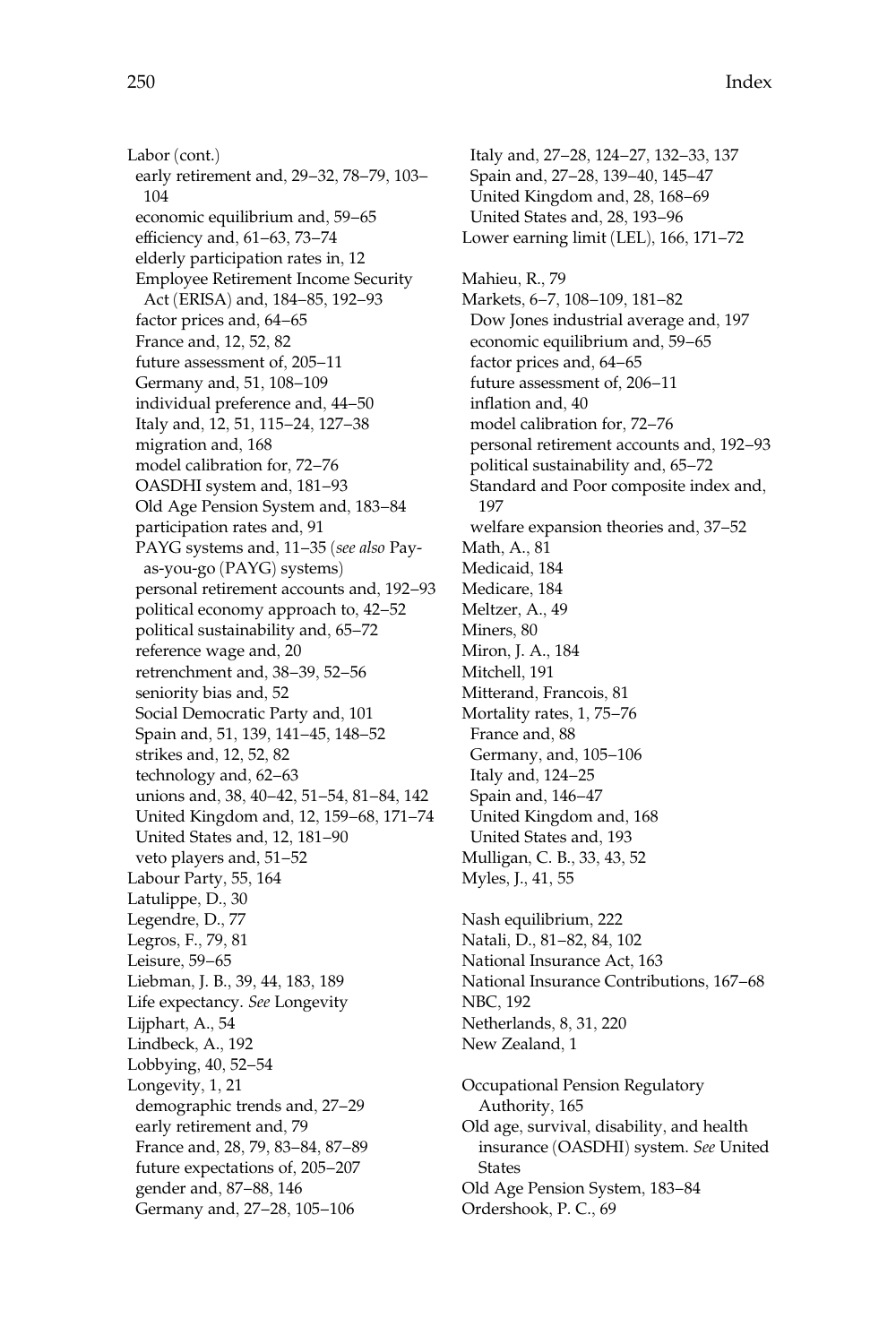Labor (cont.)
  early retirement and, 29–32, 78–79, 103–104
  economic equilibrium and, 59–65
  efficiency and, 61–63, 73–74
  elderly participation rates in, 12
  Employee Retirement Income Security Act (ERISA) and, 184–85, 192–93
  factor prices and, 64–65
  France and, 12, 52, 82
  future assessment of, 205–11
  Germany and, 51, 108–109
  individual preference and, 44–50
  Italy and, 12, 51, 115–24, 127–38
  migration and, 168
  model calibration for, 72–76
  OASDHI system and, 181–93
  Old Age Pension System and, 183–84
  participation rates and, 91
  PAYG systems and, 11–35 (*see also* Pay-as-you-go (PAYG) systems)
  personal retirement accounts and, 192–93
  political economy approach to, 42–52
  political sustainability and, 65–72
  reference wage and, 20
  retrenchment and, 38–39, 52–56
  seniority bias and, 52
  Social Democratic Party and, 101
  Spain and, 51, 139, 141–45, 148–52
  strikes and, 12, 52, 82
  technology and, 62–63
  unions and, 38, 40–42, 51–54, 81–84, 142
  United Kingdom and, 12, 159–68, 171–74
  United States and, 12, 181–90
  veto players and, 51–52
Labour Party, 55, 164
Latulippe, D., 30
Legendre, D., 77
Legros, F., 79, 81
Leisure, 59–65
Liebman, J. B., 39, 44, 183, 189
Life expectancy. *See* Longevity
Lijphart, A., 54
Lindbeck, A., 192
Lobbying, 40, 52–54
Longevity, 1, 21
  demographic trends and, 27–29
  early retirement and, 79
  France and, 28, 79, 83–84, 87–89
  future expectations of, 205–207
  gender and, 87–88, 146
  Germany and, 27–28, 105–106
  Italy and, 27–28, 124–27, 132–33, 137
  Spain and, 27–28, 139–40, 145–47
  United Kingdom and, 28, 168–69
  United States and, 28, 193–96
Lower earning limit (LEL), 166, 171–72

Mahieu, R., 79
Markets, 6–7, 108–109, 181–82
  Dow Jones industrial average and, 197
  economic equilibrium and, 59–65
  factor prices and, 64–65
  future assessment of, 206–11
  inflation and, 40
  model calibration for, 72–76
  personal retirement accounts and, 192–93
  political sustainability and, 65–72
  Standard and Poor composite index and, 197
  welfare expansion theories and, 37–52
Math, A., 81
Medicaid, 184
Medicare, 184
Meltzer, A., 49
Miners, 80
Miron, J. A., 184
Mitchell, 191
Mitterand, Francois, 81
Mortality rates, 1, 75–76
  France and, 88
  Germany, and, 105–106
  Italy and, 124–25
  Spain and, 146–47
  United Kingdom and, 168
  United States and, 193
Mulligan, C. B., 33, 43, 52
Myles, J., 41, 55

Nash equilibrium, 222
Natali, D., 81–82, 84, 102
National Insurance Act, 163
National Insurance Contributions, 167–68
NBC, 192
Netherlands, 8, 31, 220
New Zealand, 1

Occupational Pension Regulatory Authority, 165
Old age, survival, disability, and health insurance (OASDHI) system. *See* United States
Old Age Pension System, 183–84
Ordershook, P. C., 69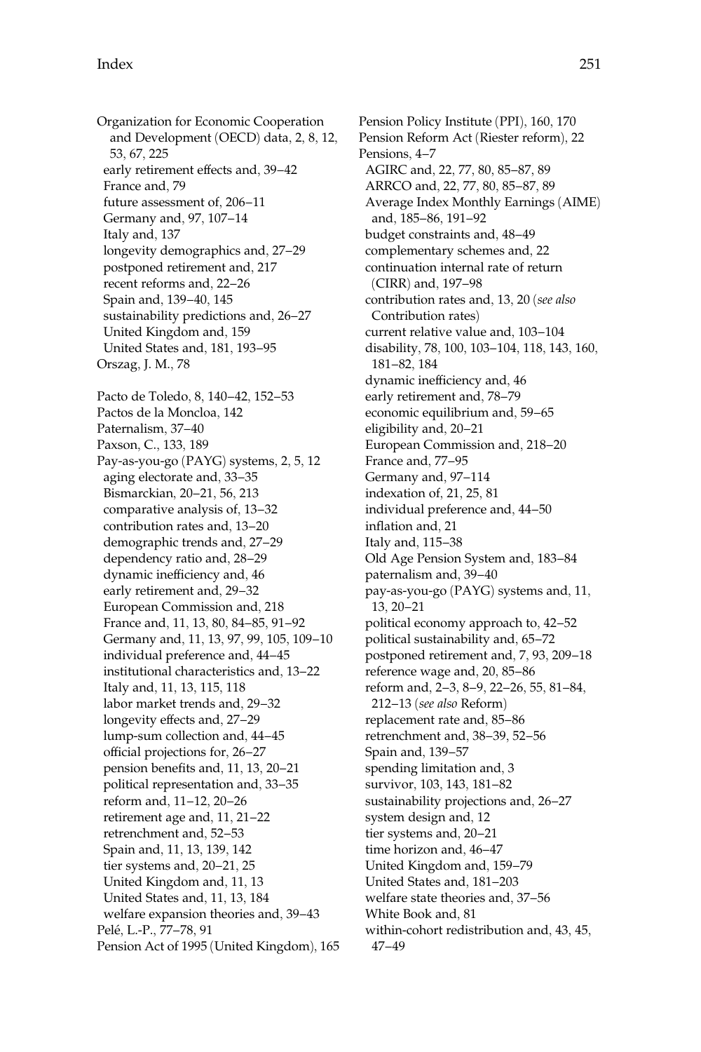Organization for Economic Cooperation and Development (OECD) data, 2, 8, 12, 53, 67, 225
  early retirement effects and, 39–42
  France and, 79
  future assessment of, 206–11
  Germany and, 97, 107–14
  Italy and, 137
  longevity demographics and, 27–29
  postponed retirement and, 217
  recent reforms and, 22–26
  Spain and, 139–40, 145
  sustainability predictions and, 26–27
  United Kingdom and, 159
  United States and, 181, 193–95
Orszag, J. M., 78

Pacto de Toledo, 8, 140–42, 152–53
Pactos de la Moncloa, 142
Paternalism, 37–40
Paxson, C., 133, 189
Pay-as-you-go (PAYG) systems, 2, 5, 12
  aging electorate and, 33–35
  Bismarckian, 20–21, 56, 213
  comparative analysis of, 13–32
  contribution rates and, 13–20
  demographic trends and, 27–29
  dependency ratio and, 28–29
  dynamic inefficiency and, 46
  early retirement and, 29–32
  European Commission and, 218
  France and, 11, 13, 80, 84–85, 91–92
  Germany and, 11, 13, 97, 99, 105, 109–10
  individual preference and, 44–45
  institutional characteristics and, 13–22
  Italy and, 11, 13, 115, 118
  labor market trends and, 29–32
  longevity effects and, 27–29
  lump-sum collection and, 44–45
  official projections for, 26–27
  pension benefits and, 11, 13, 20–21
  political representation and, 33–35
  reform and, 11–12, 20–26
  retirement age and, 11, 21–22
  retrenchment and, 52–53
  Spain and, 11, 13, 139, 142
  tier systems and, 20–21, 25
  United Kingdom and, 11, 13
  United States and, 11, 13, 184
  welfare expansion theories and, 39–43
Pelé, L.-P., 77–78, 91
Pension Act of 1995 (United Kingdom), 165
Pension Policy Institute (PPI), 160, 170
Pension Reform Act (Riester reform), 22
Pensions, 4–7
  AGIRC and, 22, 77, 80, 85–87, 89
  ARRCO and, 22, 77, 80, 85–87, 89
  Average Index Monthly Earnings (AIME) and, 185–86, 191–92
  budget constraints and, 48–49
  complementary schemes and, 22
  continuation internal rate of return (CIRR) and, 197–98
  contribution rates and, 13, 20 (*see also* Contribution rates)
  current relative value and, 103–104
  disability, 78, 100, 103–104, 118, 143, 160, 181–82, 184
  dynamic inefficiency and, 46
  early retirement and, 78–79
  economic equilibrium and, 59–65
  eligibility and, 20–21
  European Commission and, 218–20
  France and, 77–95
  Germany and, 97–114
  indexation of, 21, 25, 81
  individual preference and, 44–50
  inflation and, 21
  Italy and, 115–38
  Old Age Pension System and, 183–84
  paternalism and, 39–40
  pay-as-you-go (PAYG) systems and, 11, 13, 20–21
  political economy approach to, 42–52
  political sustainability and, 65–72
  postponed retirement and, 7, 93, 209–18
  reference wage and, 20, 85–86
  reform and, 2–3, 8–9, 22–26, 55, 81–84, 212–13 (*see also* Reform)
  replacement rate and, 85–86
  retrenchment and, 38–39, 52–56
  Spain and, 139–57
  spending limitation and, 3
  survivor, 103, 143, 181–82
  sustainability projections and, 26–27
  system design and, 12
  tier systems and, 20–21
  time horizon and, 46–47
  United Kingdom and, 159–79
  United States and, 181–203
  welfare state theories and, 37–56
  White Book and, 81
  within-cohort redistribution and, 43, 45, 47–49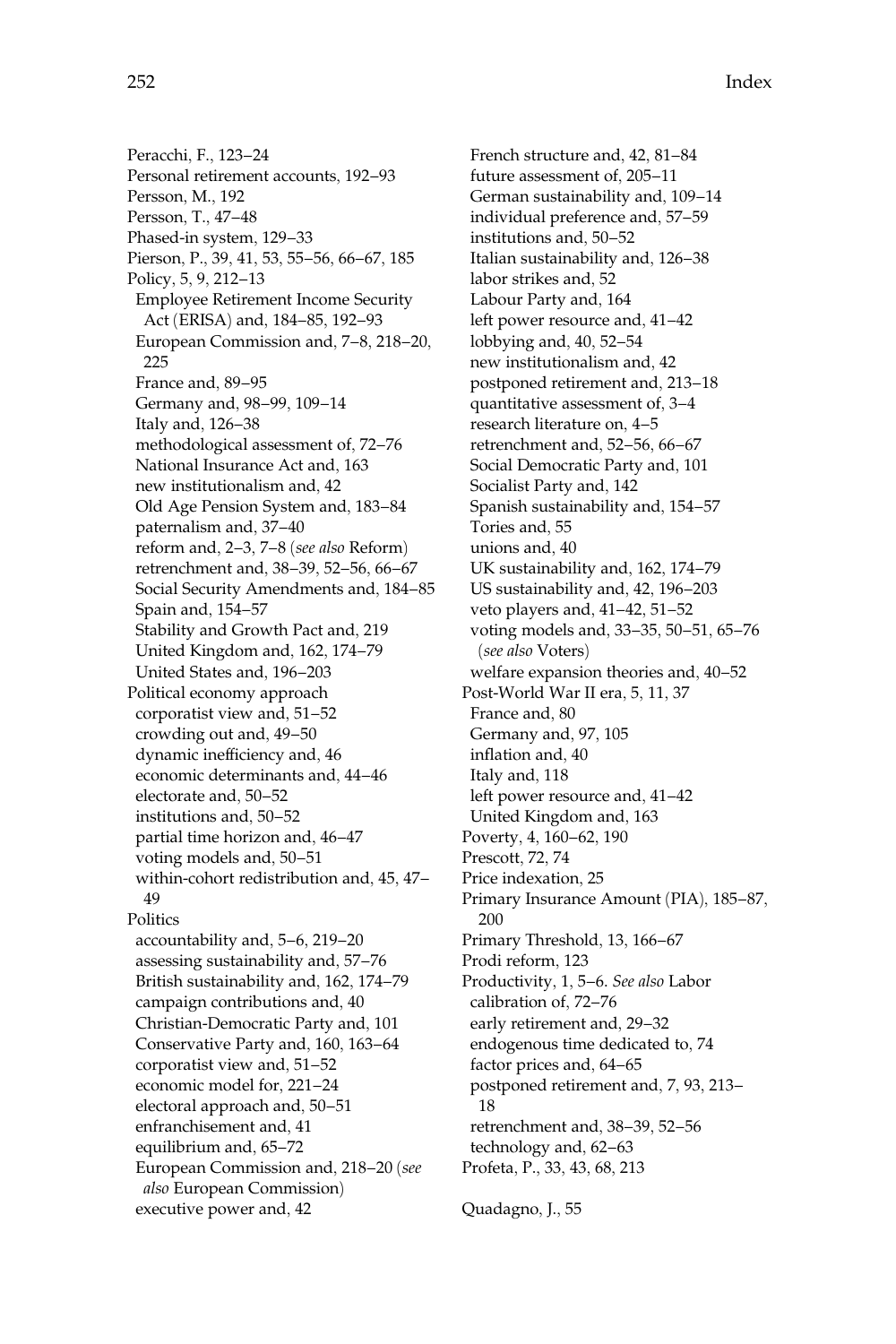Peracchi, F., 123–24
Personal retirement accounts, 192–93
Persson, M., 192
Persson, T., 47–48
Phased-in system, 129–33
Pierson, P., 39, 41, 53, 55–56, 66–67, 185
Policy, 5, 9, 212–13
  Employee Retirement Income Security Act (ERISA) and, 184–85, 192–93
  European Commission and, 7–8, 218–20, 225
  France and, 89–95
  Germany and, 98–99, 109–14
  Italy and, 126–38
  methodological assessment of, 72–76
  National Insurance Act and, 163
  new institutionalism and, 42
  Old Age Pension System and, 183–84
  paternalism and, 37–40
  reform and, 2–3, 7–8 (*see also* Reform)
  retrenchment and, 38–39, 52–56, 66–67
  Social Security Amendments and, 184–85
  Spain and, 154–57
  Stability and Growth Pact and, 219
  United Kingdom and, 162, 174–79
  United States and, 196–203
Political economy approach
  corporatist view and, 51–52
  crowding out and, 49–50
  dynamic inefficiency and, 46
  economic determinants and, 44–46
  electorate and, 50–52
  institutions and, 50–52
  partial time horizon and, 46–47
  voting models and, 50–51
  within-cohort redistribution and, 45, 47–49
Politics
  accountability and, 5–6, 219–20
  assessing sustainability and, 57–76
  British sustainability and, 162, 174–79
  campaign contributions and, 40
  Christian-Democratic Party and, 101
  Conservative Party and, 160, 163–64
  corporatist view and, 51–52
  economic model for, 221–24
  electoral approach and, 50–51
  enfranchisement and, 41
  equilibrium and, 65–72
  European Commission and, 218–20 (*see also* European Commission)
  executive power and, 42
  French structure and, 42, 81–84
  future assessment of, 205–11
  German sustainability and, 109–14
  individual preference and, 57–59
  institutions and, 50–52
  Italian sustainability and, 126–38
  labor strikes and, 52
  Labour Party and, 164
  left power resource and, 41–42
  lobbying and, 40, 52–54
  new institutionalism and, 42
  postponed retirement and, 213–18
  quantitative assessment of, 3–4
  research literature on, 4–5
  retrenchment and, 52–56, 66–67
  Social Democratic Party and, 101
  Socialist Party and, 142
  Spanish sustainability and, 154–57
  Tories and, 55
  unions and, 40
  UK sustainability and, 162, 174–79
  US sustainability and, 42, 196–203
  veto players and, 41–42, 51–52
  voting models and, 33–35, 50–51, 65–76 (*see also* Voters)
  welfare expansion theories and, 40–52
Post-World War II era, 5, 11, 37
  France and, 80
  Germany and, 97, 105
  inflation and, 40
  Italy and, 118
  left power resource and, 41–42
  United Kingdom and, 163
Poverty, 4, 160–62, 190
Prescott, 72, 74
Price indexation, 25
Primary Insurance Amount (PIA), 185–87, 200
Primary Threshold, 13, 166–67
Prodi reform, 123
Productivity, 1, 5–6. *See also* Labor
  calibration of, 72–76
  early retirement and, 29–32
  endogenous time dedicated to, 74
  factor prices and, 64–65
  postponed retirement and, 7, 93, 213–18
  retrenchment and, 38–39, 52–56
  technology and, 62–63
Profeta, P., 33, 43, 68, 213

Quadagno, J., 55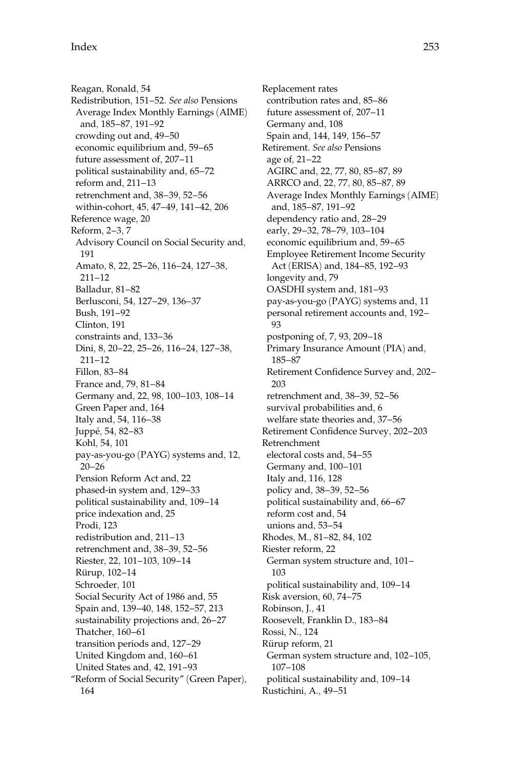Reagan, Ronald, 54
Redistribution, 151–52. *See also* Pensions
  Average Index Monthly Earnings (AIME) and, 185–87, 191–92
  crowding out and, 49–50
  economic equilibrium and, 59–65
  future assessment of, 207–11
  political sustainability and, 65–72
  reform and, 211–13
  retrenchment and, 38–39, 52–56
  within-cohort, 45, 47–49, 141–42, 206
Reference wage, 20
Reform, 2–3, 7
  Advisory Council on Social Security and, 191
  Amato, 8, 22, 25–26, 116–24, 127–38, 211–12
  Balladur, 81–82
  Berlusconi, 54, 127–29, 136–37
  Bush, 191–92
  Clinton, 191
  constraints and, 133–36
  Dini, 8, 20–22, 25–26, 116–24, 127–38, 211–12
  Fillon, 83–84
  France and, 79, 81–84
  Germany and, 22, 98, 100–103, 108–14
  Green Paper and, 164
  Italy and, 54, 116–38
  Juppé, 54, 82–83
  Kohl, 54, 101
  pay-as-you-go (PAYG) systems and, 12, 20–26
  Pension Reform Act and, 22
  phased-in system and, 129–33
  political sustainability and, 109–14
  price indexation and, 25
  Prodi, 123
  redistribution and, 211–13
  retrenchment and, 38–39, 52–56
  Riester, 22, 101–103, 109–14
  Rürup, 102–14
  Schroeder, 101
  Social Security Act of 1986 and, 55
  Spain and, 139–40, 148, 152–57, 213
  sustainability projections and, 26–27
  Thatcher, 160–61
  transition periods and, 127–29
  United Kingdom and, 160–61
  United States and, 42, 191–93
"Reform of Social Security" (Green Paper), 164
Replacement rates
  contribution rates and, 85–86
  future assessment of, 207–11
  Germany and, 108
  Spain and, 144, 149, 156–57
Retirement. *See also* Pensions
  age of, 21–22
  AGIRC and, 22, 77, 80, 85–87, 89
  ARRCO and, 22, 77, 80, 85–87, 89
  Average Index Monthly Earnings (AIME) and, 185–87, 191–92
  dependency ratio and, 28–29
  early, 29–32, 78–79, 103–104
  economic equilibrium and, 59–65
  Employee Retirement Income Security Act (ERISA) and, 184–85, 192–93
  longevity and, 79
  OASDHI system and, 181–93
  pay-as-you-go (PAYG) systems and, 11
  personal retirement accounts and, 192–93
  postponing of, 7, 93, 209–18
  Primary Insurance Amount (PIA) and, 185–87
  Retirement Confidence Survey and, 202–203
  retrenchment and, 38–39, 52–56
  survival probabilities and, 6
  welfare state theories and, 37–56
Retirement Confidence Survey, 202–203
Retrenchment
  electoral costs and, 54–55
  Germany and, 100–101
  Italy and, 116, 128
  policy and, 38–39, 52–56
  political sustainability and, 66–67
  reform cost and, 54
  unions and, 53–54
Rhodes, M., 81–82, 84, 102
Riester reform, 22
  German system structure and, 101–103
  political sustainability and, 109–14
Risk aversion, 60, 74–75
Robinson, J., 41
Roosevelt, Franklin D., 183–84
Rossi, N., 124
Rürup reform, 21
  German system structure and, 102–105, 107–108
  political sustainability and, 109–14
Rustichini, A., 49–51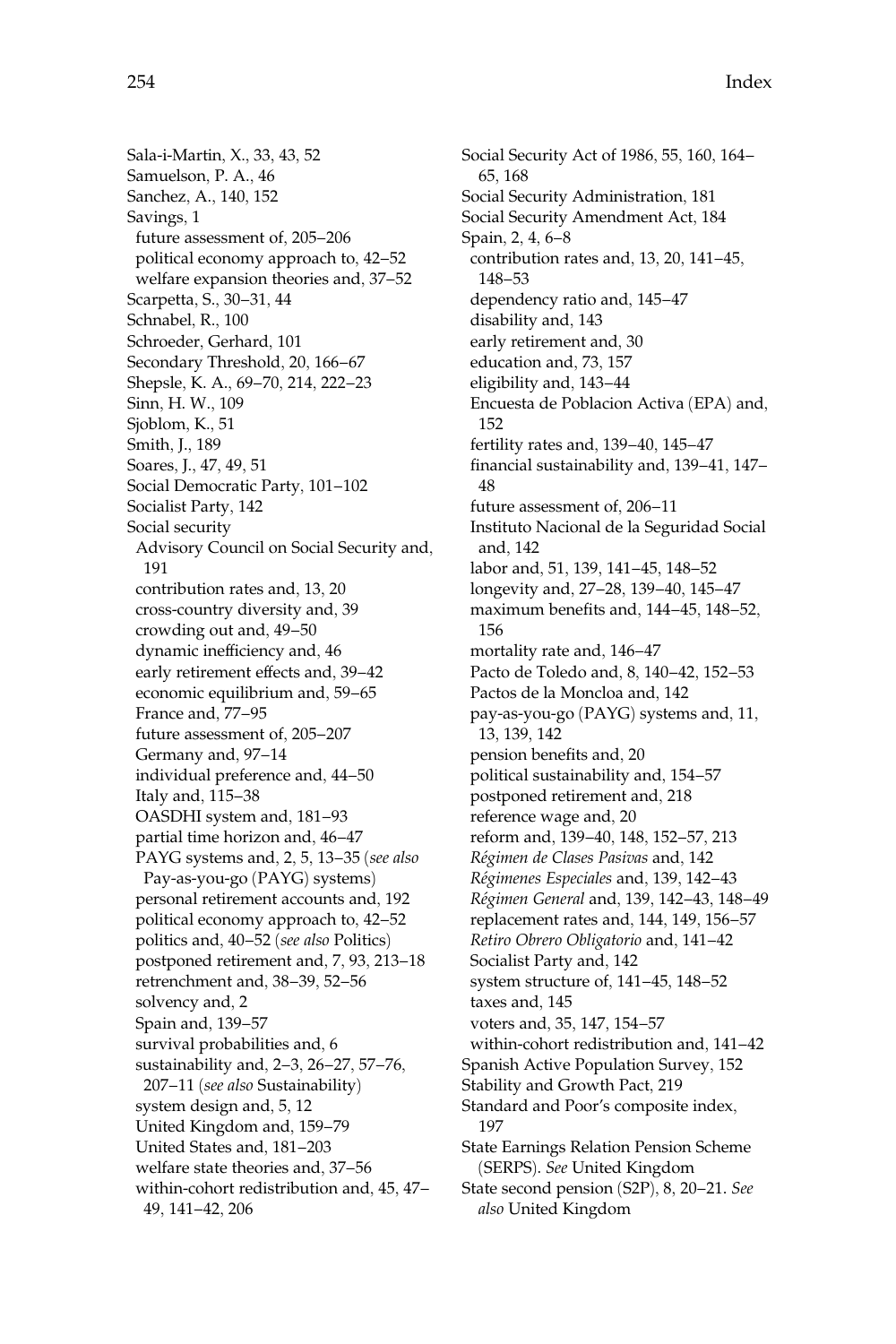Sala-i-Martin, X., 33, 43, 52
Samuelson, P. A., 46
Sanchez, A., 140, 152
Savings, 1
 future assessment of, 205–206
 political economy approach to, 42–52
 welfare expansion theories and, 37–52
Scarpetta, S., 30–31, 44
Schnabel, R., 100
Schroeder, Gerhard, 101
Secondary Threshold, 20, 166–67
Shepsle, K. A., 69–70, 214, 222–23
Sinn, H. W., 109
Sjoblom, K., 51
Smith, J., 189
Soares, J., 47, 49, 51
Social Democratic Party, 101–102
Socialist Party, 142
Social security
 Advisory Council on Social Security and, 191
 contribution rates and, 13, 20
 cross-country diversity and, 39
 crowding out and, 49–50
 dynamic inefficiency and, 46
 early retirement effects and, 39–42
 economic equilibrium and, 59–65
 France and, 77–95
 future assessment of, 205–207
 Germany and, 97–14
 individual preference and, 44–50
 Italy and, 115–38
 OASDHI system and, 181–93
 partial time horizon and, 46–47
 PAYG systems and, 2, 5, 13–35 (*see also* Pay-as-you-go (PAYG) systems)
 personal retirement accounts and, 192
 political economy approach to, 42–52
 politics and, 40–52 (*see also* Politics)
 postponed retirement and, 7, 93, 213–18
 retrenchment and, 38–39, 52–56
 solvency and, 2
 Spain and, 139–57
 survival probabilities and, 6
 sustainability and, 2–3, 26–27, 57–76, 207–11 (*see also* Sustainability)
 system design and, 5, 12
 United Kingdom and, 159–79
 United States and, 181–203
 welfare state theories and, 37–56
 within-cohort redistribution and, 45, 47–49, 141–42, 206
Social Security Act of 1986, 55, 160, 164–65, 168
Social Security Administration, 181
Social Security Amendment Act, 184
Spain, 2, 4, 6–8
 contribution rates and, 13, 20, 141–45, 148–53
 dependency ratio and, 145–47
 disability and, 143
 early retirement and, 30
 education and, 73, 157
 eligibility and, 143–44
 Encuesta de Poblacion Activa (EPA) and, 152
 fertility rates and, 139–40, 145–47
 financial sustainability and, 139–41, 147–48
 future assessment of, 206–11
 Instituto Nacional de la Seguridad Social and, 142
 labor and, 51, 139, 141–45, 148–52
 longevity and, 27–28, 139–40, 145–47
 maximum benefits and, 144–45, 148–52, 156
 mortality rate and, 146–47
 Pacto de Toledo and, 8, 140–42, 152–53
 Pactos de la Moncloa and, 142
 pay-as-you-go (PAYG) systems and, 11, 13, 139, 142
 pension benefits and, 20
 political sustainability and, 154–57
 postponed retirement and, 218
 reference wage and, 20
 reform and, 139–40, 148, 152–57, 213
 *Régimen de Clases Pasivas* and, 142
 *Régimenes Especiales* and, 139, 142–43
 *Régimen General* and, 139, 142–43, 148–49
 replacement rates and, 144, 149, 156–57
 *Retiro Obrero Obligatorio* and, 141–42
 Socialist Party and, 142
 system structure of, 141–45, 148–52
 taxes and, 145
 voters and, 35, 147, 154–57
 within-cohort redistribution and, 141–42
Spanish Active Population Survey, 152
Stability and Growth Pact, 219
Standard and Poor's composite index, 197
State Earnings Relation Pension Scheme (SERPS). *See* United Kingdom
State second pension (S2P), 8, 20–21. *See also* United Kingdom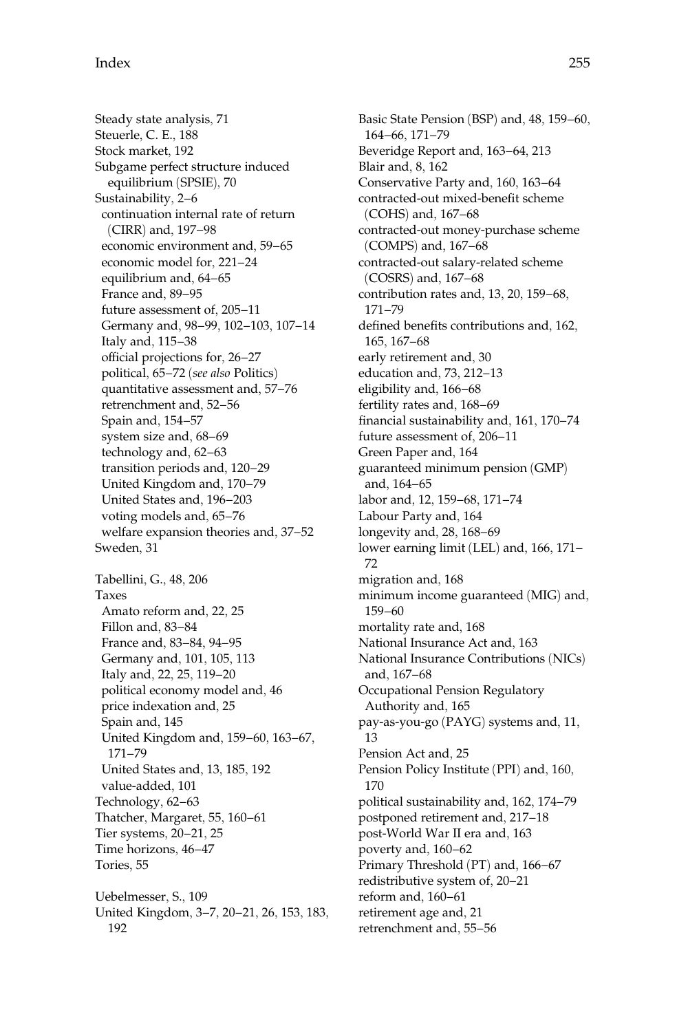Steady state analysis, 71
Steuerle, C. E., 188
Stock market, 192
Subgame perfect structure induced equilibrium (SPSIE), 70
Sustainability, 2–6
  continuation internal rate of return (CIRR) and, 197–98
  economic environment and, 59–65
  economic model for, 221–24
  equilibrium and, 64–65
  France and, 89–95
  future assessment of, 205–11
  Germany and, 98–99, 102–103, 107–14
  Italy and, 115–38
  official projections for, 26–27
  political, 65–72 (*see also* Politics)
  quantitative assessment and, 57–76
  retrenchment and, 52–56
  Spain and, 154–57
  system size and, 68–69
  technology and, 62–63
  transition periods and, 120–29
  United Kingdom and, 170–79
  United States and, 196–203
  voting models and, 65–76
  welfare expansion theories and, 37–52
Sweden, 31

Tabellini, G., 48, 206
Taxes
  Amato reform and, 22, 25
  Fillon and, 83–84
  France and, 83–84, 94–95
  Germany and, 101, 105, 113
  Italy and, 22, 25, 119–20
  political economy model and, 46
  price indexation and, 25
  Spain and, 145
  United Kingdom and, 159–60, 163–67, 171–79
  United States and, 13, 185, 192
  value-added, 101
Technology, 62–63
Thatcher, Margaret, 55, 160–61
Tier systems, 20–21, 25
Time horizons, 46–47
Tories, 55

Uebelmesser, S., 109
United Kingdom, 3–7, 20–21, 26, 153, 183, 192
  Basic State Pension (BSP) and, 48, 159–60, 164–66, 171–79
  Beveridge Report and, 163–64, 213
  Blair and, 8, 162
  Conservative Party and, 160, 163–64
  contracted-out mixed-benefit scheme (COHS) and, 167–68
  contracted-out money-purchase scheme (COMPS) and, 167–68
  contracted-out salary-related scheme (COSRS) and, 167–68
  contribution rates and, 13, 20, 159–68, 171–79
  defined benefits contributions and, 162, 165, 167–68
  early retirement and, 30
  education and, 73, 212–13
  eligibility and, 166–68
  fertility rates and, 168–69
  financial sustainability and, 161, 170–74
  future assessment of, 206–11
  Green Paper and, 164
  guaranteed minimum pension (GMP) and, 164–65
  labor and, 12, 159–68, 171–74
  Labour Party and, 164
  longevity and, 28, 168–69
  lower earning limit (LEL) and, 166, 171–72
  migration and, 168
  minimum income guaranteed (MIG) and, 159–60
  mortality rate and, 168
  National Insurance Act and, 163
  National Insurance Contributions (NICs) and, 167–68
  Occupational Pension Regulatory Authority and, 165
  pay-as-you-go (PAYG) systems and, 11, 13
  Pension Act and, 25
  Pension Policy Institute (PPI) and, 160, 170
  political sustainability and, 162, 174–79
  postponed retirement and, 217–18
  post-World War II era and, 163
  poverty and, 160–62
  Primary Threshold (PT) and, 166–67
  redistributive system of, 20–21
  reform and, 160–61
  retirement age and, 21
  retrenchment and, 55–56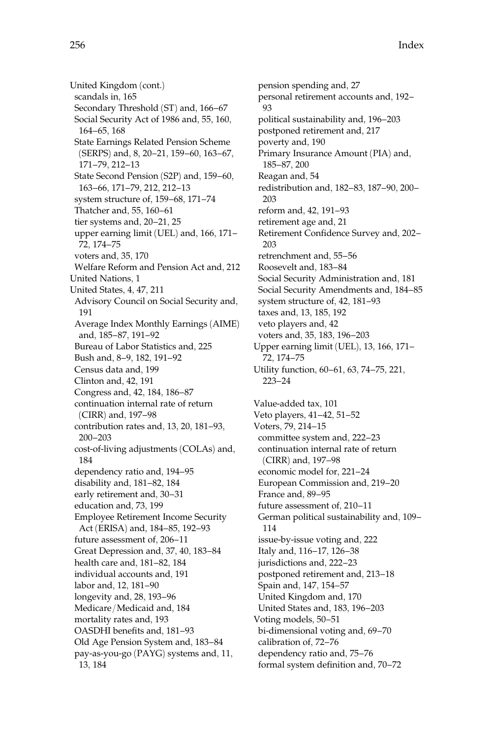United Kingdom (cont.)
- scandals in, 165
- Secondary Threshold (ST) and, 166–67
- Social Security Act of 1986 and, 55, 160, 164–65, 168
- State Earnings Related Pension Scheme (SERPS) and, 8, 20–21, 159–60, 163–67, 171–79, 212–13
- State Second Pension (S2P) and, 159–60, 163–66, 171–79, 212, 212–13
- system structure of, 159–68, 171–74
- Thatcher and, 55, 160–61
- tier systems and, 20–21, 25
- upper earning limit (UEL) and, 166, 171–72, 174–75
- voters and, 35, 170
- Welfare Reform and Pension Act and, 212

United Nations, 1

United States, 4, 47, 211
- Advisory Council on Social Security and, 191
- Average Index Monthly Earnings (AIME) and, 185–87, 191–92
- Bureau of Labor Statistics and, 225
- Bush and, 8–9, 182, 191–92
- Census data and, 199
- Clinton and, 42, 191
- Congress and, 42, 184, 186–87
- continuation internal rate of return (CIRR) and, 197–98
- contribution rates and, 13, 20, 181–93, 200–203
- cost-of-living adjustments (COLAs) and, 184
- dependency ratio and, 194–95
- disability and, 181–82, 184
- early retirement and, 30–31
- education and, 73, 199
- Employee Retirement Income Security Act (ERISA) and, 184–85, 192–93
- future assessment of, 206–11
- Great Depression and, 37, 40, 183–84
- health care and, 181–82, 184
- individual accounts and, 191
- labor and, 12, 181–90
- longevity and, 28, 193–96
- Medicare/Medicaid and, 184
- mortality rates and, 193
- OASDHI benefits and, 181–93
- Old Age Pension System and, 183–84
- pay-as-you-go (PAYG) systems and, 11, 13, 184
- pension spending and, 27
- personal retirement accounts and, 192–93
- political sustainability and, 196–203
- postponed retirement and, 217
- poverty and, 190
- Primary Insurance Amount (PIA) and, 185–87, 200
- Reagan and, 54
- redistribution and, 182–83, 187–90, 200–203
- reform and, 42, 191–93
- retirement age and, 21
- Retirement Confidence Survey and, 202–203
- retrenchment and, 55–56
- Roosevelt and, 183–84
- Social Security Administration and, 181
- Social Security Amendments and, 184–85
- system structure of, 42, 181–93
- taxes and, 13, 185, 192
- veto players and, 42
- voters and, 35, 183, 196–203

Upper earning limit (UEL), 13, 166, 171–72, 174–75

Utility function, 60–61, 63, 74–75, 221, 223–24

Value-added tax, 101

Veto players, 41–42, 51–52

Voters, 79, 214–15
- committee system and, 222–23
- continuation internal rate of return (CIRR) and, 197–98
- economic model for, 221–24
- European Commission and, 219–20
- France and, 89–95
- future assessment of, 210–11
- German political sustainability and, 109–114
- issue-by-issue voting and, 222
- Italy and, 116–17, 126–38
- jurisdictions and, 222–23
- postponed retirement and, 213–18
- Spain and, 147, 154–57
- United Kingdom and, 170
- United States and, 183, 196–203

Voting models, 50–51
- bi-dimensional voting and, 69–70
- calibration of, 72–76
- dependency ratio and, 75–76
- formal system definition and, 70–72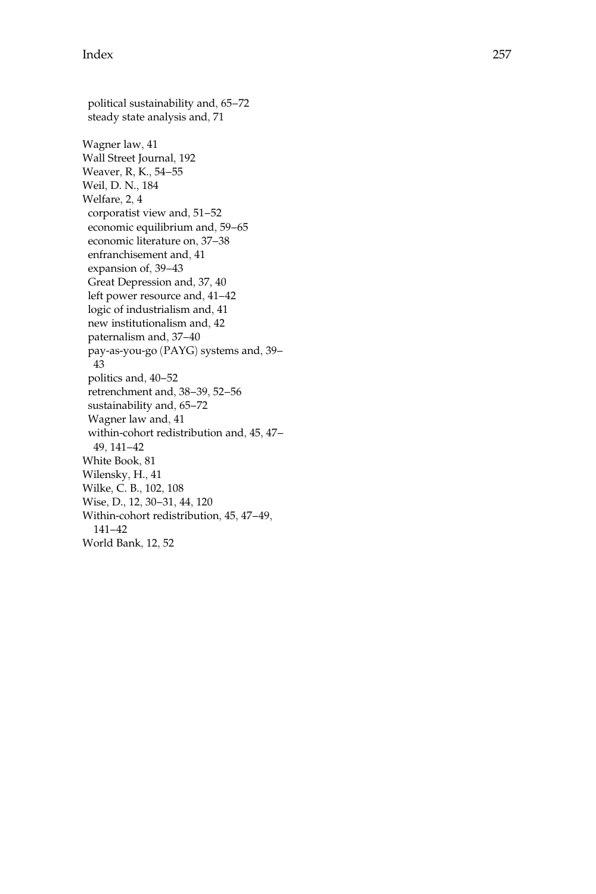political sustainability and, 65–72
steady state analysis and, 71

Wagner law, 41
Wall Street Journal, 192
Weaver, R, K., 54–55
Weil, D. N., 184
Welfare, 2, 4
- corporatist view and, 51–52
- economic equilibrium and, 59–65
- economic literature on, 37–38
- enfranchisement and, 41
- expansion of, 39–43
- Great Depression and, 37, 40
- left power resource and, 41–42
- logic of industrialism and, 41
- new institutionalism and, 42
- paternalism and, 37–40
- pay-as-you-go (PAYG) systems and, 39–43
- politics and, 40–52
- retrenchment and, 38–39, 52–56
- sustainability and, 65–72
- Wagner law and, 41
- within-cohort redistribution and, 45, 47–49, 141–42

White Book, 81
Wilensky, H., 41
Wilke, C. B., 102, 108
Wise, D., 12, 30–31, 44, 120
Within-cohort redistribution, 45, 47–49, 141–42
World Bank, 12, 52